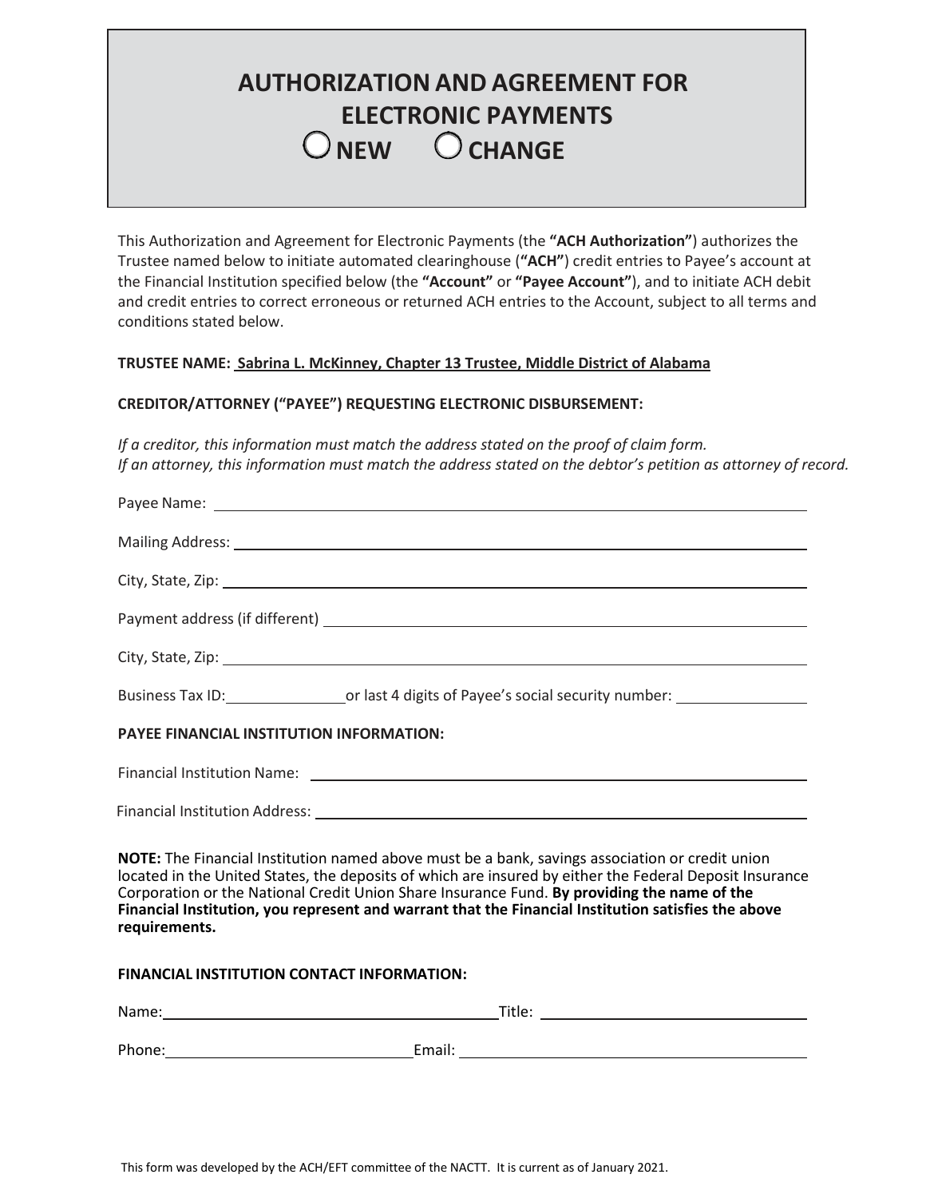# AUTHORIZATION AND AGREEMENT FOR ELECTRONIC PAYMENTS

○ **NEW** ○ **CHANGE**

This Authorization and Agreement for Electronic Payments (the **"ACH Authorization"**) authorizes the Trustee named below to initiate automated clearinghouse (**"ACH"**) credit entries to Payee's account at the Financial Institution specified below (the **"Account"** or **"Payee Account"**), and to initiate ACH debit and credit entries to correct erroneous or returned ACH entries to the Account, subject to all terms and conditions stated below.

**TRUSTEE NAME: Sabrina L. McKinney, Chapter 13 Trustee, Middle District of Alabama**

**CREDITOR/ATTORNEY ("PAYEE") REQUESTING ELECTRONIC DISBURSEMENT:**

*If a creditor, this information must match the address stated on the proof of claim form.*
*If an attorney, this information must match the address stated on the debtor's petition as attorney of record.*

Payee Name: ______________________________

Mailing Address: ______________________________

City, State, Zip: ______________________________

Payment address (if different) ______________________________

City, State, Zip: ______________________________

Business Tax ID: ______________ or last 4 digits of Payee's social security number: ______________

**PAYEE FINANCIAL INSTITUTION INFORMATION:**

Financial Institution Name: ______________________________

Financial Institution Address: ______________________________

**NOTE:** The Financial Institution named above must be a bank, savings association or credit union located in the United States, the deposits of which are insured by either the Federal Deposit Insurance Corporation or the National Credit Union Share Insurance Fund. **By providing the name of the Financial Institution, you represent and warrant that the Financial Institution satisfies the above requirements.**

**FINANCIAL INSTITUTION CONTACT INFORMATION:**

Name: ______________________________ Title: ______________________________

Phone: ______________________________ Email: ______________________________

This form was developed by the ACH/EFT committee of the NACTT. It is current as of January 2021.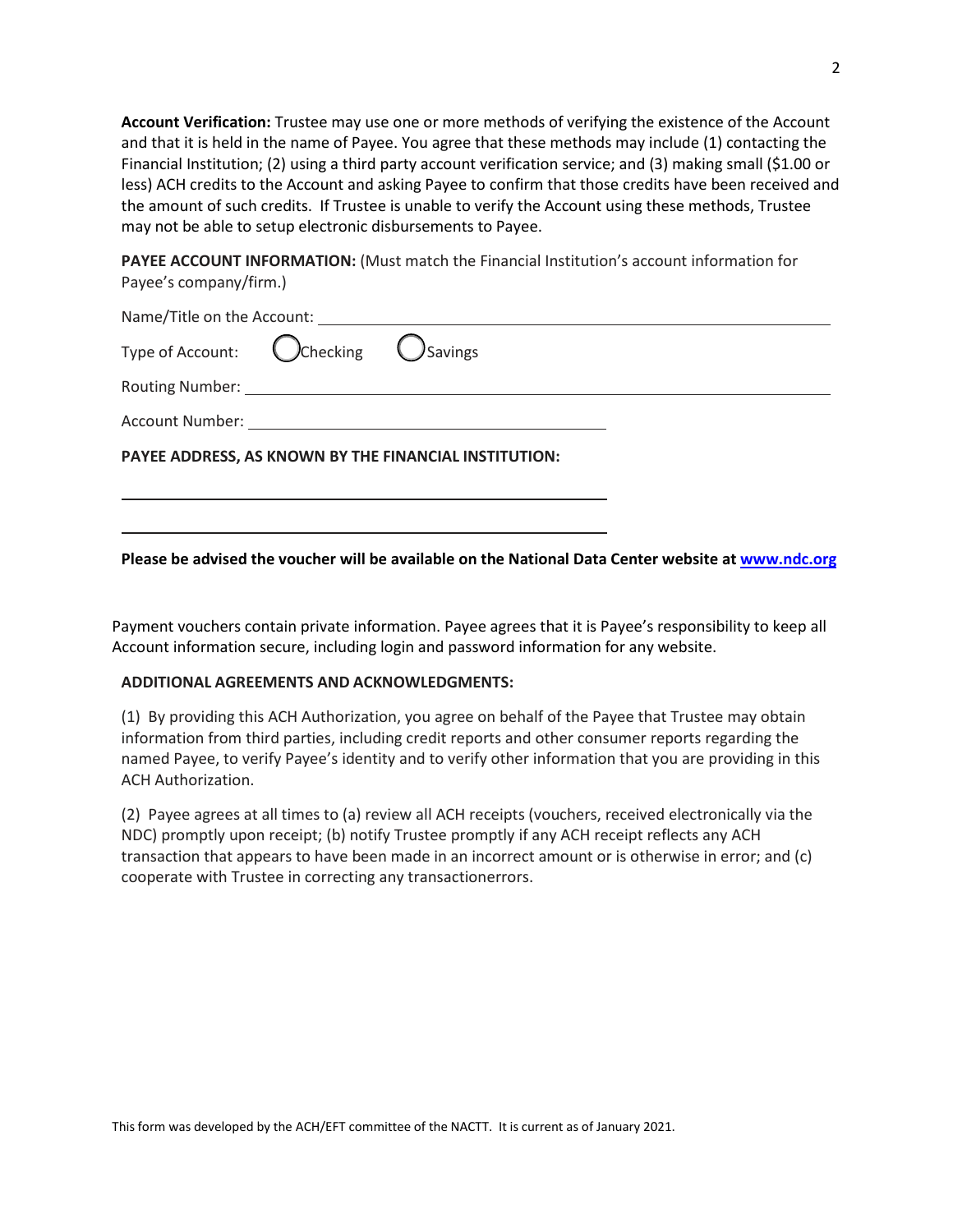**Account Verification:** Trustee may use one or more methods of verifying the existence of the Account and that it is held in the name of Payee. You agree that these methods may include (1) contacting the Financial Institution; (2) using a third party account verification service; and (3) making small ($1.00 or less) ACH credits to the Account and asking Payee to confirm that those credits have been received and the amount of such credits. If Trustee is unable to verify the Account using these methods, Trustee may not be able to setup electronic disbursements to Payee.

**PAYEE ACCOUNT INFORMATION:** (Must match the Financial Institution's account information for Payee's company/firm.)

Name/Title on the Account: ______________________________________________

Type of Account: ◯ Checking ◯ Savings

Routing Number: ______________________________________________

Account Number: ______________________________

**PAYEE ADDRESS, AS KNOWN BY THE FINANCIAL INSTITUTION:**

______________________________________________

______________________________________________

**Please be advised the voucher will be available on the National Data Center website at [www.ndc.org](http://www.ndc.org)**

Payment vouchers contain private information. Payee agrees that it is Payee's responsibility to keep all Account information secure, including login and password information for any website.

**ADDITIONAL AGREEMENTS AND ACKNOWLEDGMENTS:**

(1) By providing this ACH Authorization, you agree on behalf of the Payee that Trustee may obtain information from third parties, including credit reports and other consumer reports regarding the named Payee, to verify Payee's identity and to verify other information that you are providing in this ACH Authorization.

(2) Payee agrees at all times to (a) review all ACH receipts (vouchers, received electronically via the NDC) promptly upon receipt; (b) notify Trustee promptly if any ACH receipt reflects any ACH transaction that appears to have been made in an incorrect amount or is otherwise in error; and (c) cooperate with Trustee in correcting any transactionerrors.

This form was developed by the ACH/EFT committee of the NACTT. It is current as of January 2021.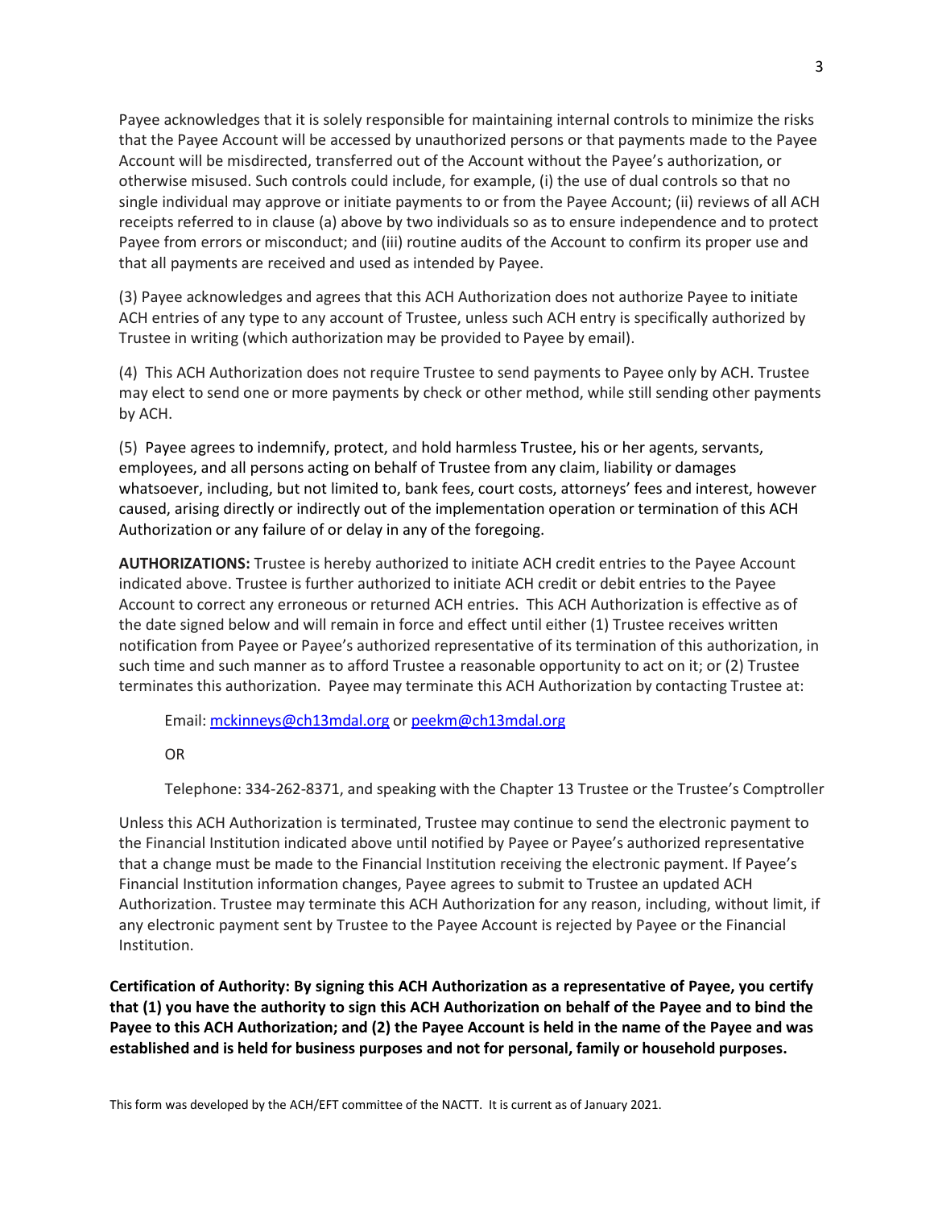Payee acknowledges that it is solely responsible for maintaining internal controls to minimize the risks that the Payee Account will be accessed by unauthorized persons or that payments made to the Payee Account will be misdirected, transferred out of the Account without the Payee's authorization, or otherwise misused. Such controls could include, for example, (i) the use of dual controls so that no single individual may approve or initiate payments to or from the Payee Account; (ii) reviews of all ACH receipts referred to in clause (a) above by two individuals so as to ensure independence and to protect Payee from errors or misconduct; and (iii) routine audits of the Account to confirm its proper use and that all payments are received and used as intended by Payee.

(3) Payee acknowledges and agrees that this ACH Authorization does not authorize Payee to initiate ACH entries of any type to any account of Trustee, unless such ACH entry is specifically authorized by Trustee in writing (which authorization may be provided to Payee by email).

(4) This ACH Authorization does not require Trustee to send payments to Payee only by ACH. Trustee may elect to send one or more payments by check or other method, while still sending other payments by ACH.

(5) Payee agrees to indemnify, protect, and hold harmless Trustee, his or her agents, servants, employees, and all persons acting on behalf of Trustee from any claim, liability or damages whatsoever, including, but not limited to, bank fees, court costs, attorneys' fees and interest, however caused, arising directly or indirectly out of the implementation operation or termination of this ACH Authorization or any failure of or delay in any of the foregoing.

**AUTHORIZATIONS:** Trustee is hereby authorized to initiate ACH credit entries to the Payee Account indicated above. Trustee is further authorized to initiate ACH credit or debit entries to the Payee Account to correct any erroneous or returned ACH entries. This ACH Authorization is effective as of the date signed below and will remain in force and effect until either (1) Trustee receives written notification from Payee or Payee's authorized representative of its termination of this authorization, in such time and such manner as to afford Trustee a reasonable opportunity to act on it; or (2) Trustee terminates this authorization. Payee may terminate this ACH Authorization by contacting Trustee at:

Email: mckinneys@ch13mdal.org or peekm@ch13mdal.org

OR

Telephone: 334-262-8371, and speaking with the Chapter 13 Trustee or the Trustee's Comptroller

Unless this ACH Authorization is terminated, Trustee may continue to send the electronic payment to the Financial Institution indicated above until notified by Payee or Payee's authorized representative that a change must be made to the Financial Institution receiving the electronic payment. If Payee's Financial Institution information changes, Payee agrees to submit to Trustee an updated ACH Authorization. Trustee may terminate this ACH Authorization for any reason, including, without limit, if any electronic payment sent by Trustee to the Payee Account is rejected by Payee or the Financial Institution.

**Certification of Authority: By signing this ACH Authorization as a representative of Payee, you certify that (1) you have the authority to sign this ACH Authorization on behalf of the Payee and to bind the Payee to this ACH Authorization; and (2) the Payee Account is held in the name of the Payee and was established and is held for business purposes and not for personal, family or household purposes.**

This form was developed by the ACH/EFT committee of the NACTT. It is current as of January 2021.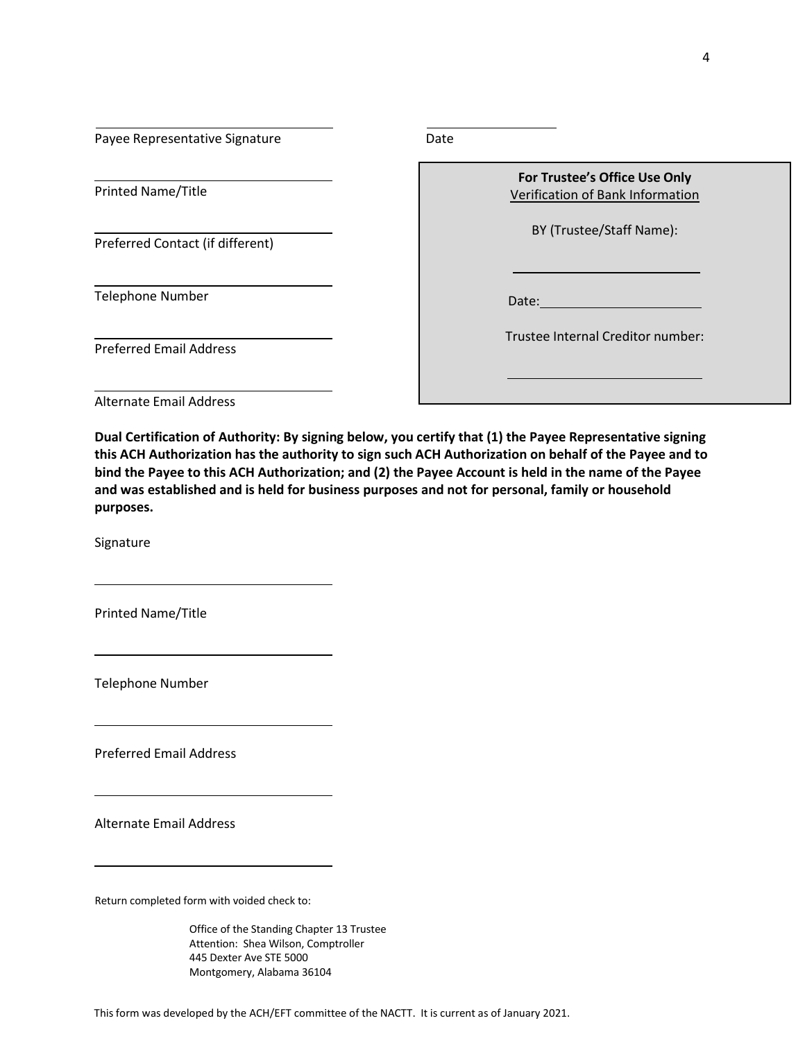Payee Representative Signature ______________________ Date ______________

Printed Name/Title ______________________

Preferred Contact (if different) ______________________

Telephone Number ______________________

Preferred Email Address ______________________

Alternate Email Address ______________________

**For Trustee's Office Use Only**
Verification of Bank Information

BY (Trustee/Staff Name): ______________________

Date: ______________________

Trustee Internal Creditor number: ______________________

**Dual Certification of Authority: By signing below, you certify that (1) the Payee Representative signing this ACH Authorization has the authority to sign such ACH Authorization on behalf of the Payee and to bind the Payee to this ACH Authorization; and (2) the Payee Account is held in the name of the Payee and was established and is held for business purposes and not for personal, family or household purposes.**

Signature ______________________

Printed Name/Title ______________________

Telephone Number ______________________

Preferred Email Address ______________________

Alternate Email Address ______________________

Return completed form with voided check to:

Office of the Standing Chapter 13 Trustee
Attention: Shea Wilson, Comptroller
445 Dexter Ave STE 5000
Montgomery, Alabama 36104

This form was developed by the ACH/EFT committee of the NACTT. It is current as of January 2021.